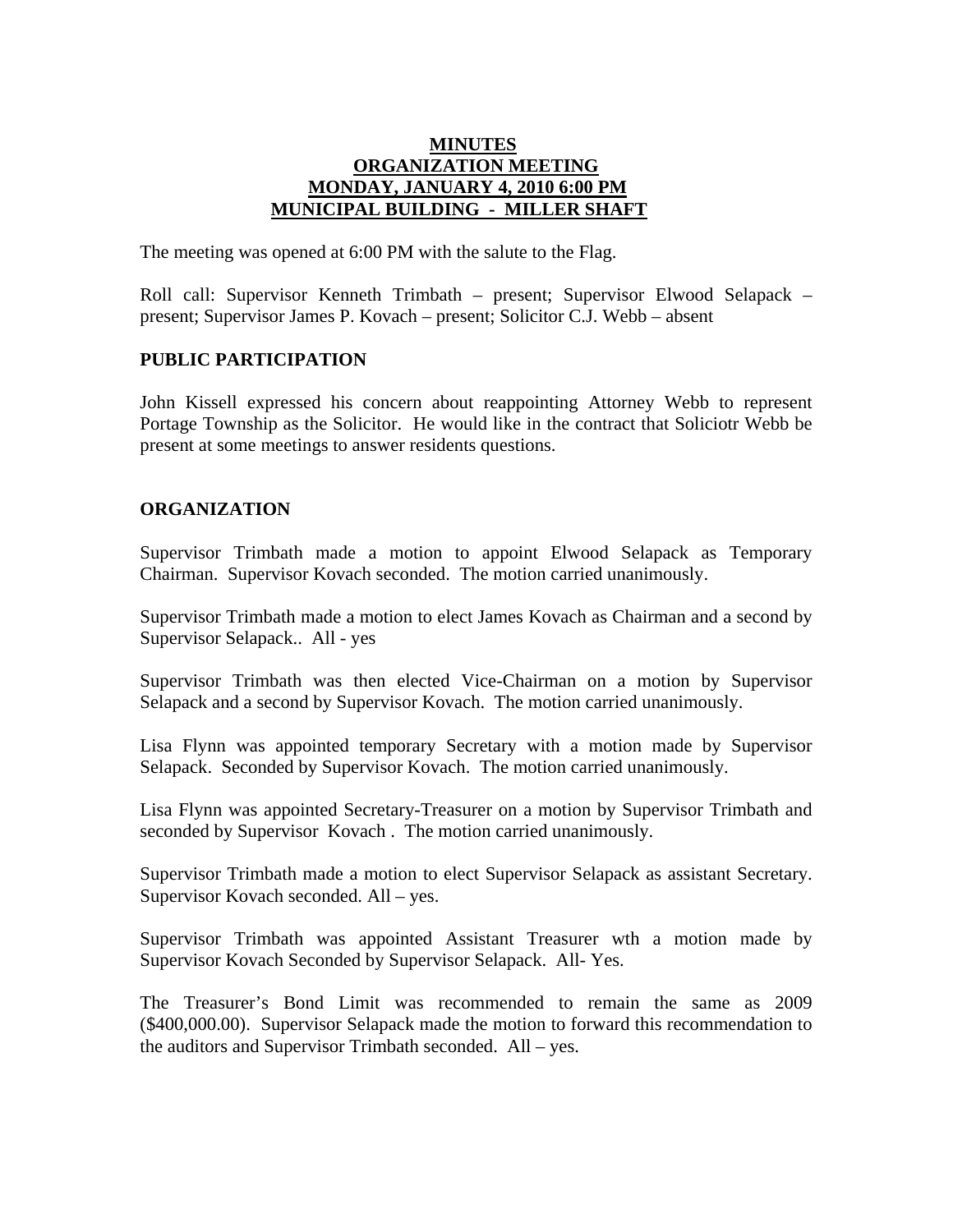**MINUTES**
**ORGANIZATION MEETING**
**MONDAY, JANUARY 4, 2010 6:00 PM**
**MUNICIPAL BUILDING - MILLER SHAFT**

The meeting was opened at 6:00 PM with the salute to the Flag.

Roll call: Supervisor Kenneth Trimbath – present; Supervisor Elwood Selapack – present; Supervisor James P. Kovach – present; Solicitor C.J. Webb – absent

## PUBLIC PARTICIPATION

John Kissell expressed his concern about reappointing Attorney Webb to represent Portage Township as the Solicitor. He would like in the contract that Soliciotr Webb be present at some meetings to answer residents questions.

## ORGANIZATION

Supervisor Trimbath made a motion to appoint Elwood Selapack as Temporary Chairman. Supervisor Kovach seconded. The motion carried unanimously.

Supervisor Trimbath made a motion to elect James Kovach as Chairman and a second by Supervisor Selapack.. All - yes

Supervisor Trimbath was then elected Vice-Chairman on a motion by Supervisor Selapack and a second by Supervisor Kovach. The motion carried unanimously.

Lisa Flynn was appointed temporary Secretary with a motion made by Supervisor Selapack. Seconded by Supervisor Kovach. The motion carried unanimously.

Lisa Flynn was appointed Secretary-Treasurer on a motion by Supervisor Trimbath and seconded by Supervisor Kovach . The motion carried unanimously.

Supervisor Trimbath made a motion to elect Supervisor Selapack as assistant Secretary. Supervisor Kovach seconded. All – yes.

Supervisor Trimbath was appointed Assistant Treasurer wth a motion made by Supervisor Kovach Seconded by Supervisor Selapack. All- Yes.

The Treasurer's Bond Limit was recommended to remain the same as 2009 ($400,000.00). Supervisor Selapack made the motion to forward this recommendation to the auditors and Supervisor Trimbath seconded. All – yes.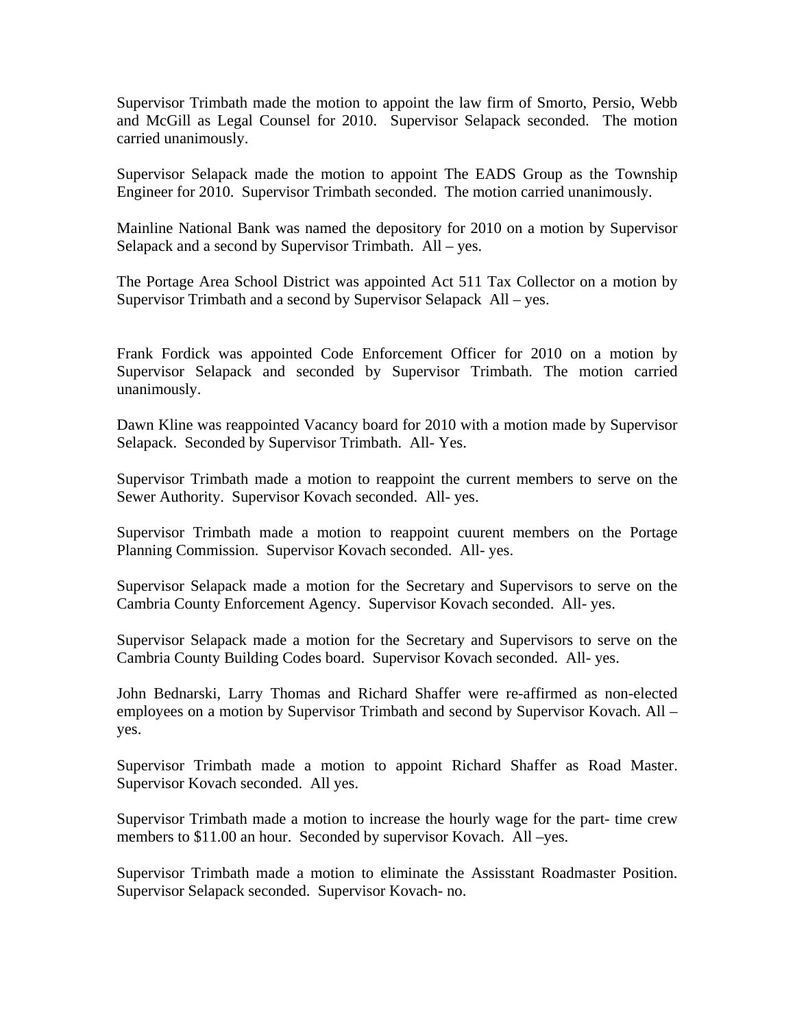Supervisor Trimbath made the motion to appoint the law firm of Smorto, Persio, Webb and McGill as Legal Counsel for 2010. Supervisor Selapack seconded. The motion carried unanimously.

Supervisor Selapack made the motion to appoint The EADS Group as the Township Engineer for 2010. Supervisor Trimbath seconded. The motion carried unanimously.

Mainline National Bank was named the depository for 2010 on a motion by Supervisor Selapack and a second by Supervisor Trimbath. All – yes.

The Portage Area School District was appointed Act 511 Tax Collector on a motion by Supervisor Trimbath and a second by Supervisor Selapack All – yes.

Frank Fordick was appointed Code Enforcement Officer for 2010 on a motion by Supervisor Selapack and seconded by Supervisor Trimbath. The motion carried unanimously.

Dawn Kline was reappointed Vacancy board for 2010 with a motion made by Supervisor Selapack. Seconded by Supervisor Trimbath. All- Yes.

Supervisor Trimbath made a motion to reappoint the current members to serve on the Sewer Authority. Supervisor Kovach seconded. All- yes.

Supervisor Trimbath made a motion to reappoint cuurent members on the Portage Planning Commission. Supervisor Kovach seconded. All- yes.

Supervisor Selapack made a motion for the Secretary and Supervisors to serve on the Cambria County Enforcement Agency. Supervisor Kovach seconded. All- yes.

Supervisor Selapack made a motion for the Secretary and Supervisors to serve on the Cambria County Building Codes board. Supervisor Kovach seconded. All- yes.

John Bednarski, Larry Thomas and Richard Shaffer were re-affirmed as non-elected employees on a motion by Supervisor Trimbath and second by Supervisor Kovach. All – yes.

Supervisor Trimbath made a motion to appoint Richard Shaffer as Road Master. Supervisor Kovach seconded. All yes.

Supervisor Trimbath made a motion to increase the hourly wage for the part- time crew members to $11.00 an hour. Seconded by supervisor Kovach. All –yes.

Supervisor Trimbath made a motion to eliminate the Assisstant Roadmaster Position. Supervisor Selapack seconded. Supervisor Kovach- no.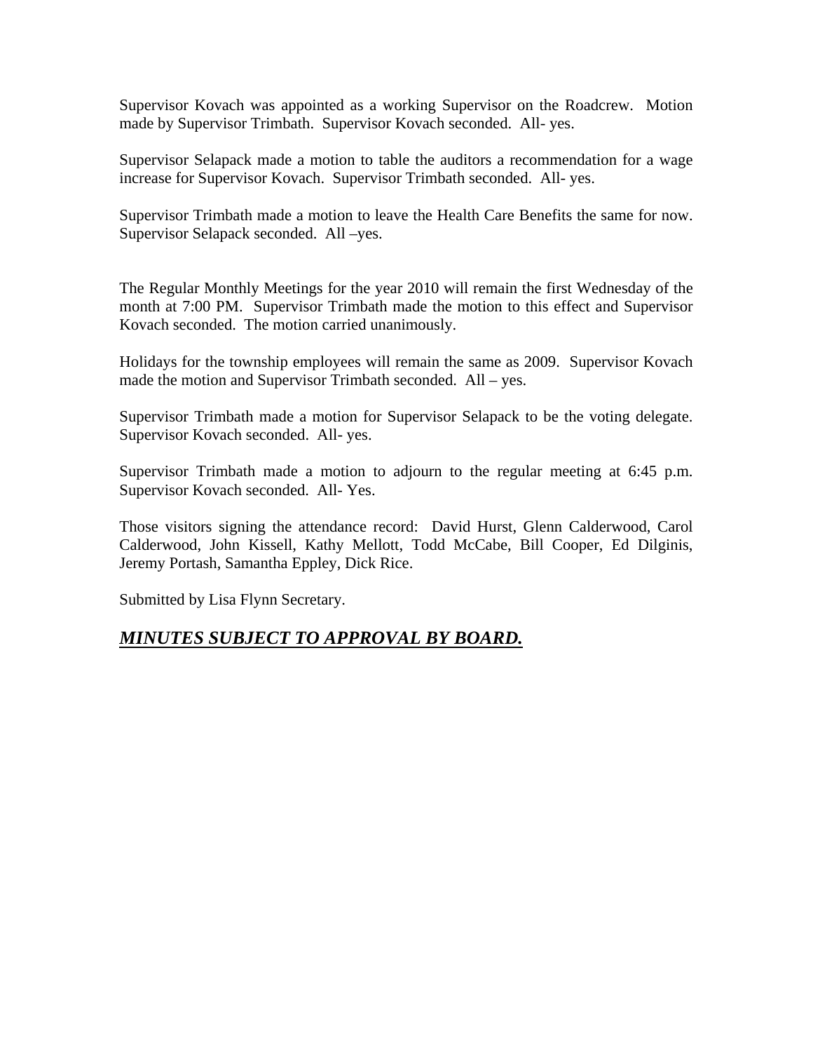Supervisor Kovach was appointed as a working Supervisor on the Roadcrew. Motion made by Supervisor Trimbath. Supervisor Kovach seconded. All- yes.

Supervisor Selapack made a motion to table the auditors a recommendation for a wage increase for Supervisor Kovach. Supervisor Trimbath seconded. All- yes.

Supervisor Trimbath made a motion to leave the Health Care Benefits the same for now. Supervisor Selapack seconded. All –yes.

The Regular Monthly Meetings for the year 2010 will remain the first Wednesday of the month at 7:00 PM. Supervisor Trimbath made the motion to this effect and Supervisor Kovach seconded. The motion carried unanimously.

Holidays for the township employees will remain the same as 2009. Supervisor Kovach made the motion and Supervisor Trimbath seconded. All – yes.

Supervisor Trimbath made a motion for Supervisor Selapack to be the voting delegate. Supervisor Kovach seconded. All- yes.

Supervisor Trimbath made a motion to adjourn to the regular meeting at 6:45 p.m. Supervisor Kovach seconded. All- Yes.

Those visitors signing the attendance record: David Hurst, Glenn Calderwood, Carol Calderwood, John Kissell, Kathy Mellott, Todd McCabe, Bill Cooper, Ed Dilginis, Jeremy Portash, Samantha Eppley, Dick Rice.

Submitted by Lisa Flynn Secretary.

***<u>MINUTES SUBJECT TO APPROVAL BY BOARD.</u>***